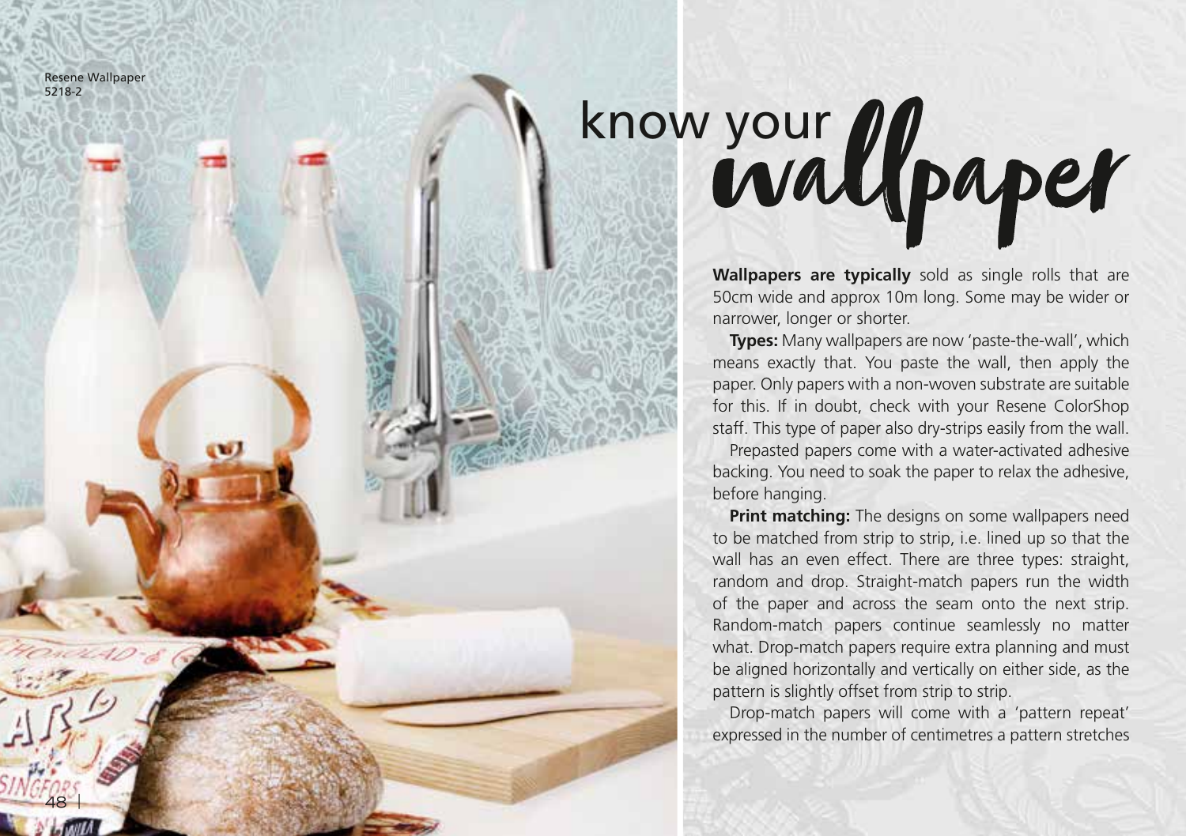Resene Wallpaper 5218-2

# know your wallpaper

**Wallpapers are typically** sold as single rolls that are 50cm wide and approx 10m long. Some may be wider or narrower, longer or shorter.

**Types:** Many wallpapers are now 'paste-the-wall', which means exactly that. You paste the wall, then apply the paper. Only papers with a non-woven substrate are suitable for this. If in doubt, check with your Resene ColorShop staff. This type of paper also dry-strips easily from the wall.

Prepasted papers come with a water-activated adhesive backing. You need to soak the paper to relax the adhesive, before hanging.

**Print matching:** The designs on some wallpapers need to be matched from strip to strip, i.e. lined up so that the wall has an even effect. There are three types: straight, random and drop. Straight-match papers run the width of the paper and across the seam onto the next strip. Random-match papers continue seamlessly no matter what. Drop-match papers require extra planning and must be aligned horizontally and vertically on either side, as the pattern is slightly offset from strip to strip.

Drop-match papers will come with a 'pattern repeat' expressed in the number of centimetres a pattern stretches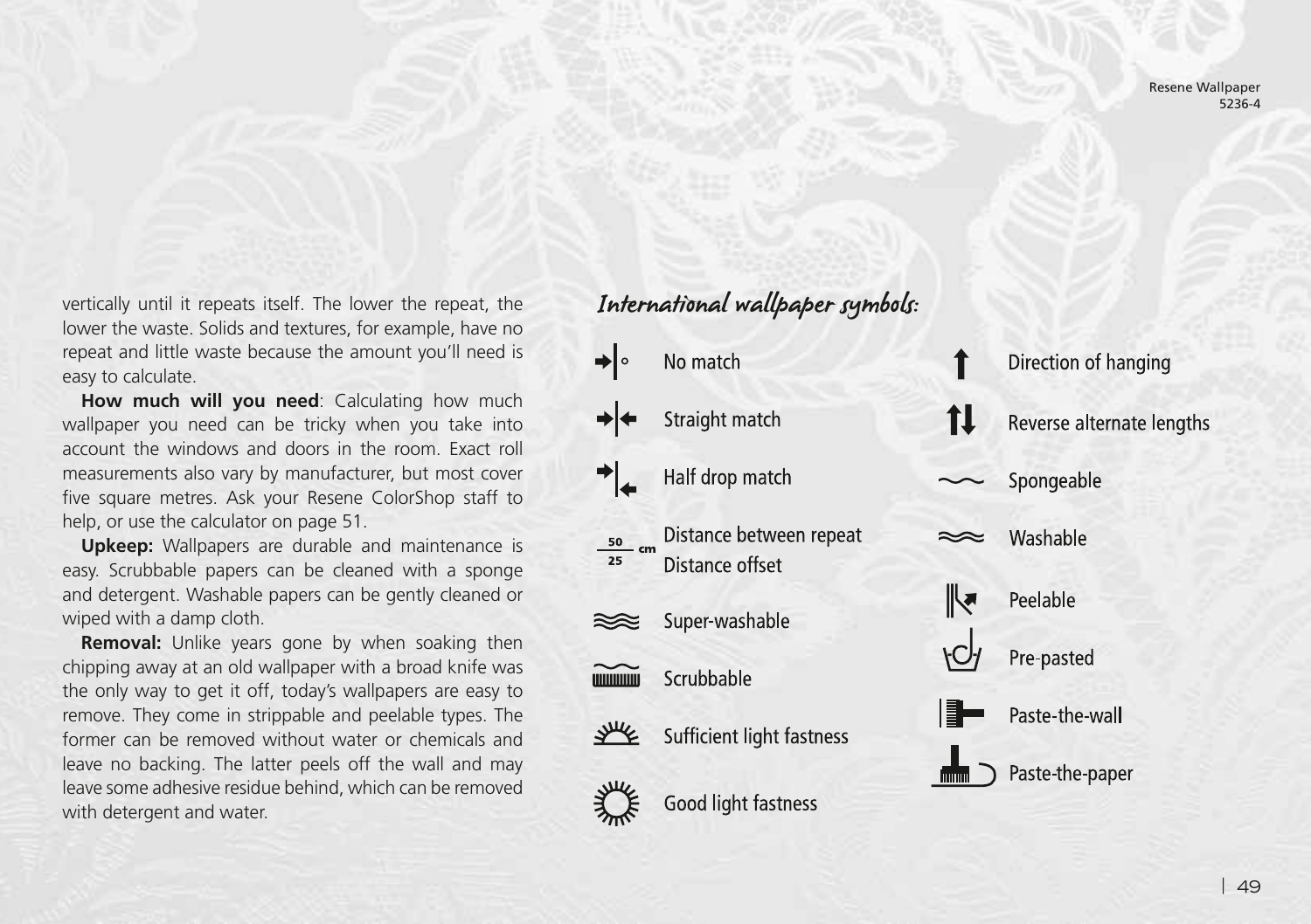vertically until it repeats itself. The lower the repeat, the lower the waste. Solids and textures, for example, have no repeat and little waste because the amount you'll need is easy to calculate.

**How much will you need**: Calculating how much wallpaper you need can be tricky when you take into account the windows and doors in the room. Exact roll measurements also vary by manufacturer, but most cover five square metres. Ask your Resene ColorShop staff to help, or use the calculator on page 51.

**Upkeep:** Wallpapers are durable and maintenance is easy. Scrubbable papers can be cleaned with a sponge and detergent. Washable papers can be gently cleaned or wiped with a damp cloth.

**Removal:** Unlike years gone by when soaking then chipping away at an old wallpaper with a broad knife was the only way to get it off, today's wallpapers are easy to remove. They come in strippable and peelable types. The former can be removed without water or chemicals and leave no backing. The latter peels off the wall and may leave some adhesive residue behind, which can be removed with detergent and water.

## *International wallpaper symbols:*

- No match
- Straight match
- Half drop match
- 50/25 cm — Distance between repeat / Distance offset
- Super-washable
- Scrubbable
- Sufficient light fastness
- Good light fastness
- Direction of hanging
- Reverse alternate lengths
- Spongeable
- Washable
- Peelable
- Pre-pasted
- Paste-the-wall
- Paste-the-paper